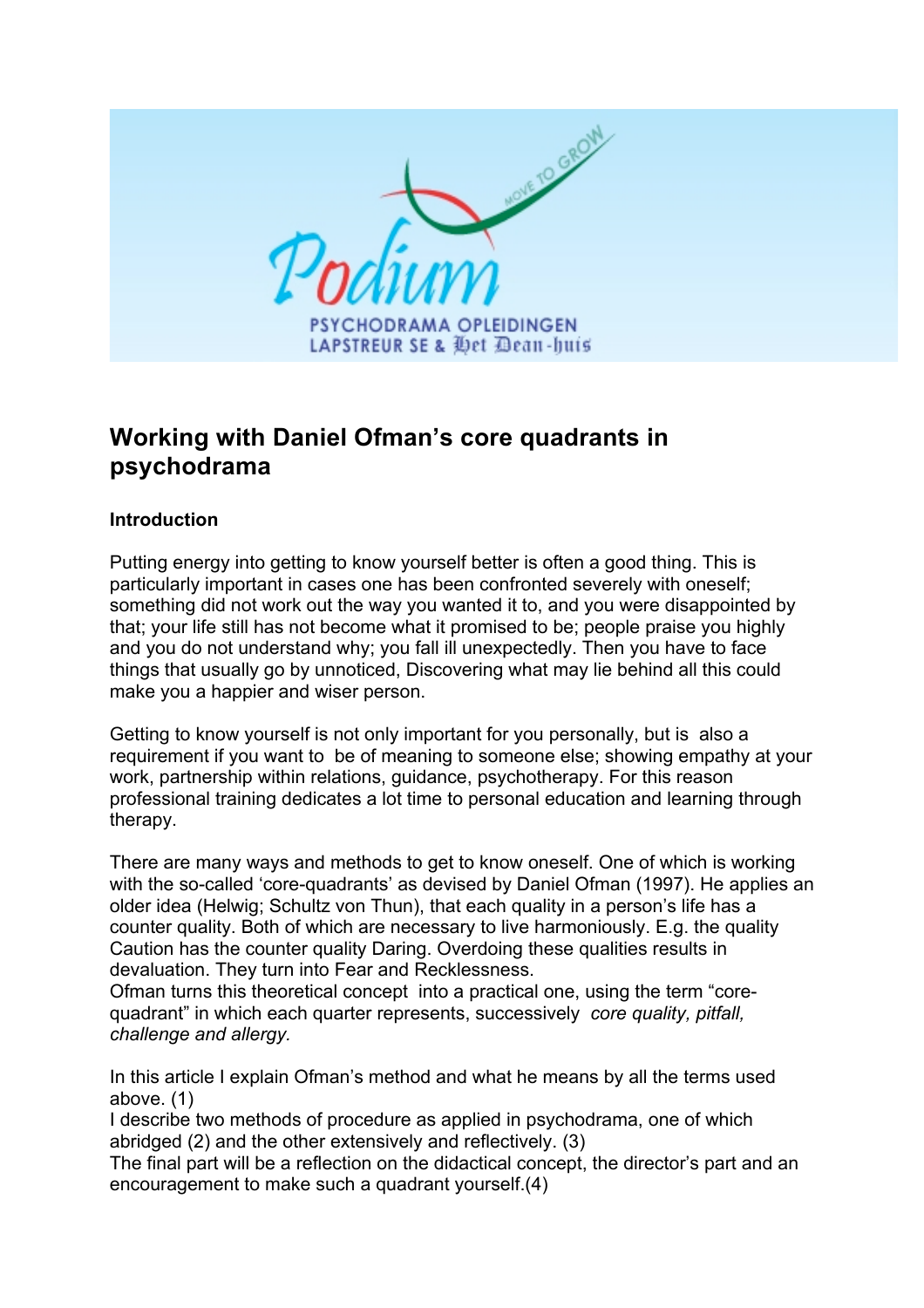# Working with Daniel Ofman's core quadrants in psychodrama

## Introduction

Putting energy into getting to know yourself better is often a good thing. This is particularly important in cases one has been confronted severely with oneself; something did not work out the way you wanted it to, and you were disappointed by that; your life still has not become what it promised to be; people praise you highly and you do not understand why; you fall ill unexpectedly. Then you have to face things that usually go by unnoticed, Discovering what may lie behind all this could make you a happier and wiser person.

Getting to know yourself is not only important for you personally, but is also a requirement if you want to be of meaning to someone else; showing empathy at your work, partnership within relations, guidance, psychotherapy. For this reason professional training dedicates a lot time to personal education and learning through therapy.

There are many ways and methods to get to know oneself. One of which is working with the so-called 'core-quadrants' as devised by Daniel Ofman (1997). He applies an older idea (Helwig; Schultz von Thun), that each quality in a person's life has a counter quality. Both of which are necessary to live harmoniously. E.g. the quality Caution has the counter quality Daring. Overdoing these qualities results in devaluation. They turn into Fear and Recklessness.
Ofman turns this theoretical concept into a practical one, using the term "core-quadrant" in which each quarter represents, successively *core quality, pitfall, challenge and allergy.*

In this article I explain Ofman's method and what he means by all the terms used above. (1)
I describe two methods of procedure as applied in psychodrama, one of which abridged (2) and the other extensively and reflectively. (3)
The final part will be a reflection on the didactical concept, the director's part and an encouragement to make such a quadrant yourself.(4)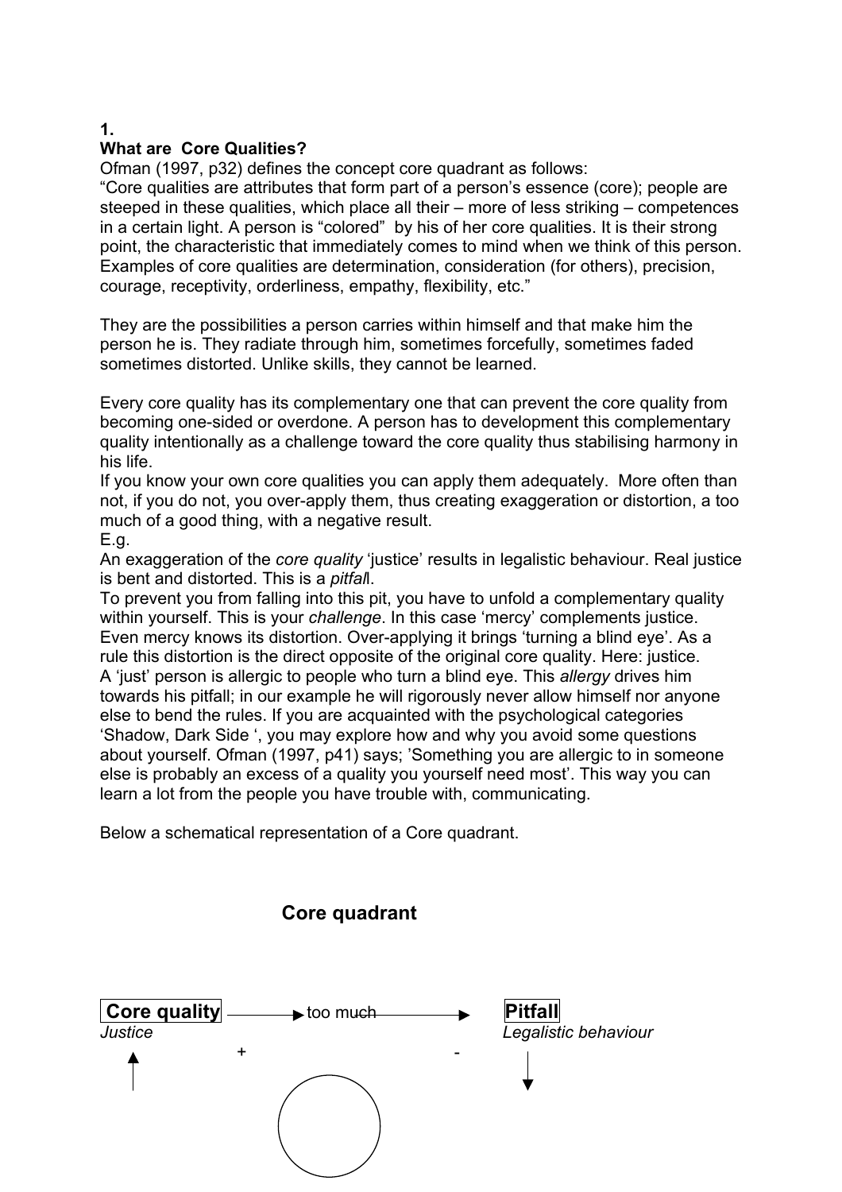**1.**

**What are Core Qualities?**

Ofman (1997, p32) defines the concept core quadrant as follows:

“Core qualities are attributes that form part of a person’s essence (core); people are steeped in these qualities, which place all their – more of less striking – competences in a certain light. A person is “colored” by his of her core qualities. It is their strong point, the characteristic that immediately comes to mind when we think of this person. Examples of core qualities are determination, consideration (for others), precision, courage, receptivity, orderliness, empathy, flexibility, etc.”

They are the possibilities a person carries within himself and that make him the person he is. They radiate through him, sometimes forcefully, sometimes faded sometimes distorted. Unlike skills, they cannot be learned.

Every core quality has its complementary one that can prevent the core quality from becoming one-sided or overdone. A person has to development this complementary quality intentionally as a challenge toward the core quality thus stabilising harmony in his life.

If you know your own core qualities you can apply them adequately. More often than not, if you do not, you over-apply them, thus creating exaggeration or distortion, a too much of a good thing, with a negative result.

E.g.

An exaggeration of the *core quality* ‘justice’ results in legalistic behaviour. Real justice is bent and distorted. This is a *pitfall*.

To prevent you from falling into this pit, you have to unfold a complementary quality within yourself. This is your *challenge*. In this case ‘mercy’ complements justice. Even mercy knows its distortion. Over-applying it brings ‘turning a blind eye’. As a rule this distortion is the direct opposite of the original core quality. Here: justice. A ‘just’ person is allergic to people who turn a blind eye. This *allergy* drives him towards his pitfall; in our example he will rigorously never allow himself nor anyone else to bend the rules. If you are acquainted with the psychological categories ‘Shadow, Dark Side ‘, you may explore how and why you avoid some questions about yourself. Ofman (1997, p41) says; ’Something you are allergic to in someone else is probably an excess of a quality you yourself need most’. This way you can learn a lot from the people you have trouble with, communicating.

Below a schematical representation of a Core quadrant.

**Core quadrant**

**Core quality** → too much → **Pitfall**

*Justice* + - *Legalistic behaviour*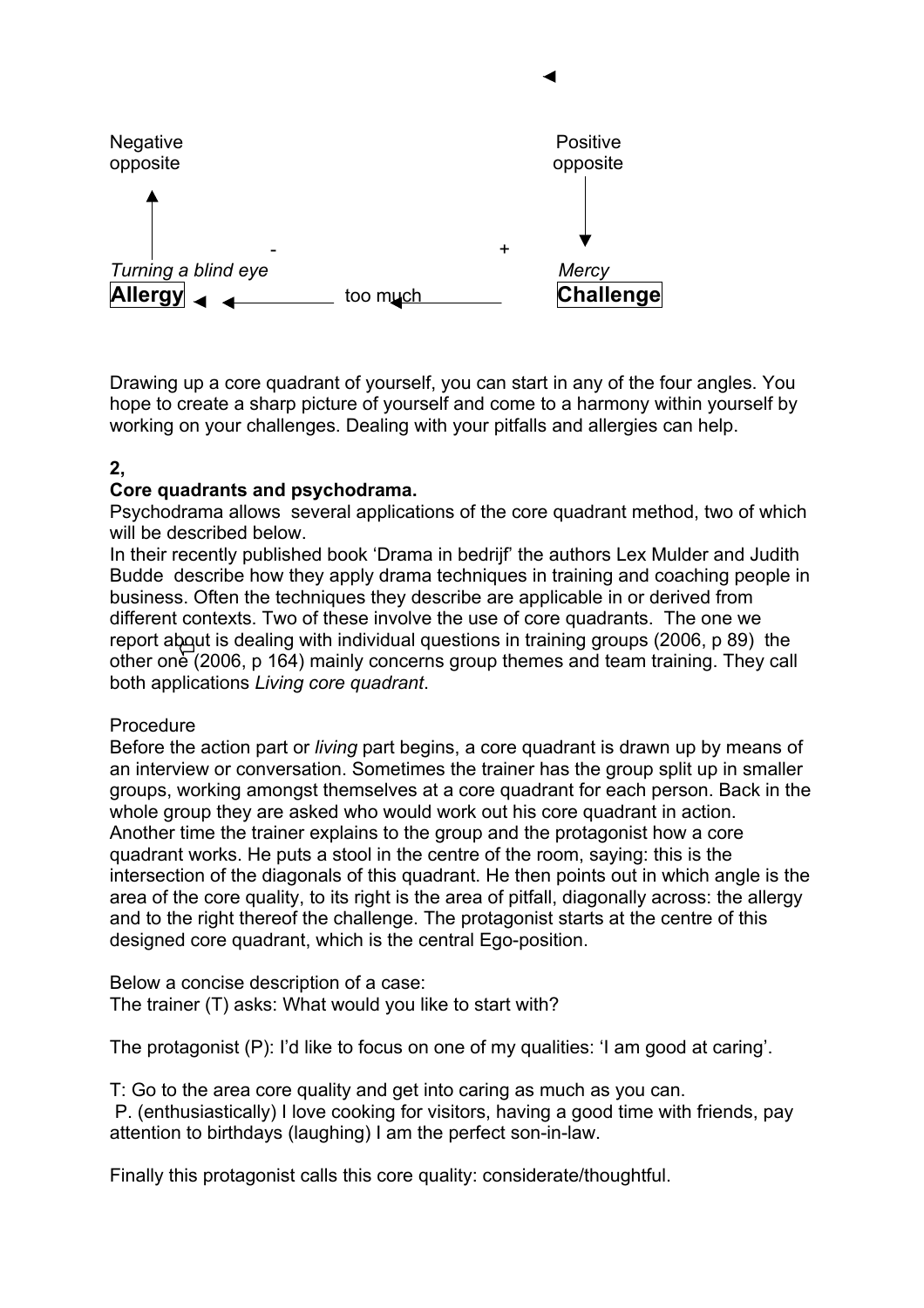Negative opposite

Positive opposite

\- +

*Turning a blind eye*

**Allergy** ← too much ← 

*Mercy*

**Challenge**

Drawing up a core quadrant of yourself, you can start in any of the four angles. You hope to create a sharp picture of yourself and come to a harmony within yourself by working on your challenges. Dealing with your pitfalls and allergies can help.

**2,**

**Core quadrants and psychodrama.**

Psychodrama allows several applications of the core quadrant method, two of which will be described below.

In their recently published book 'Drama in bedrijf' the authors Lex Mulder and Judith Budde describe how they apply drama techniques in training and coaching people in business. Often the techniques they describe are applicable in or derived from different contexts. Two of these involve the use of core quadrants. The one we report about is dealing with individual questions in training groups (2006, p 89) the other one (2006, p 164) mainly concerns group themes and team training. They call both applications *Living core quadrant*.

Procedure

Before the action part or *living* part begins, a core quadrant is drawn up by means of an interview or conversation. Sometimes the trainer has the group split up in smaller groups, working amongst themselves at a core quadrant for each person. Back in the whole group they are asked who would work out his core quadrant in action. Another time the trainer explains to the group and the protagonist how a core quadrant works. He puts a stool in the centre of the room, saying: this is the intersection of the diagonals of this quadrant. He then points out in which angle is the area of the core quality, to its right is the area of pitfall, diagonally across: the allergy and to the right thereof the challenge. The protagonist starts at the centre of this designed core quadrant, which is the central Ego-position.

Below a concise description of a case:

The trainer (T) asks: What would you like to start with?

The protagonist (P): I'd like to focus on one of my qualities: 'I am good at caring'.

T: Go to the area core quality and get into caring as much as you can.

P. (enthusiastically) I love cooking for visitors, having a good time with friends, pay attention to birthdays (laughing) I am the perfect son-in-law.

Finally this protagonist calls this core quality: considerate/thoughtful.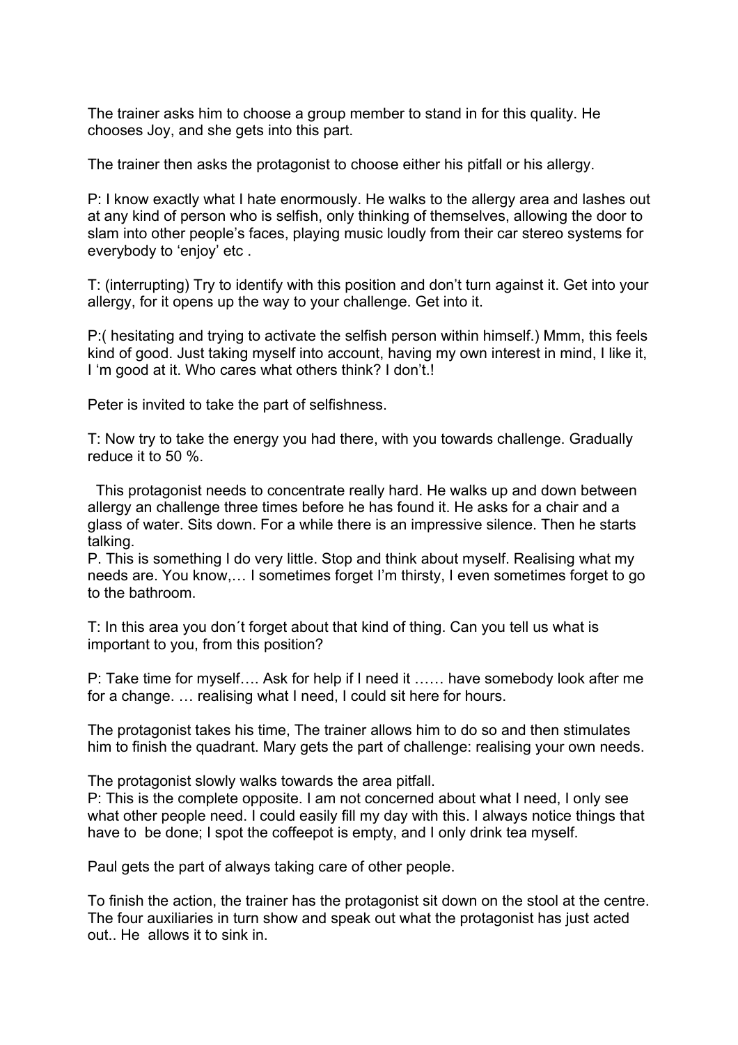The trainer asks him to choose a group member to stand in for this quality. He chooses Joy, and she gets into this part.

The trainer then asks the protagonist to choose either his pitfall or his allergy.

P: I know exactly what I hate enormously. He walks to the allergy area and lashes out at any kind of person who is selfish, only thinking of themselves, allowing the door to slam into other people's faces, playing music loudly from their car stereo systems for everybody to 'enjoy' etc .

T: (interrupting) Try to identify with this position and don't turn against it. Get into your allergy, for it opens up the way to your challenge. Get into it.

P:( hesitating and trying to activate the selfish person within himself.) Mmm, this feels kind of good. Just taking myself into account, having my own interest in mind, I like it, I 'm good at it. Who cares what others think? I don't.!

Peter is invited to take the part of selfishness.

T: Now try to take the energy you had there, with you towards challenge. Gradually reduce it to 50 %.

This protagonist needs to concentrate really hard. He walks up and down between allergy an challenge three times before he has found it. He asks for a chair and a glass of water. Sits down. For a while there is an impressive silence. Then he starts talking.

P. This is something I do very little. Stop and think about myself. Realising what my needs are. You know,… I sometimes forget I'm thirsty, I even sometimes forget to go to the bathroom.

T: In this area you don´t forget about that kind of thing. Can you tell us what is important to you, from this position?

P: Take time for myself…. Ask for help if I need it …… have somebody look after me for a change. … realising what I need, I could sit here for hours.

The protagonist takes his time, The trainer allows him to do so and then stimulates him to finish the quadrant. Mary gets the part of challenge: realising your own needs.

The protagonist slowly walks towards the area pitfall.

P: This is the complete opposite. I am not concerned about what I need, I only see what other people need. I could easily fill my day with this. I always notice things that have to be done; I spot the coffeepot is empty, and I only drink tea myself.

Paul gets the part of always taking care of other people.

To finish the action, the trainer has the protagonist sit down on the stool at the centre. The four auxiliaries in turn show and speak out what the protagonist has just acted out.. He allows it to sink in.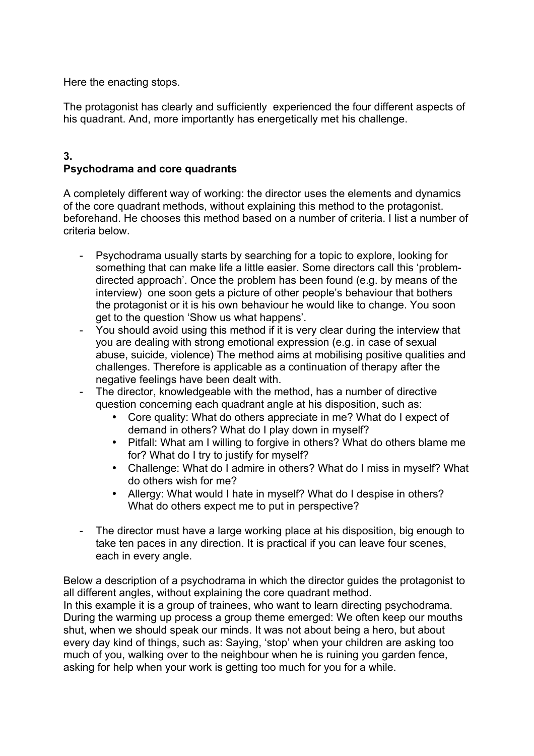Here the enacting stops.

The protagonist has clearly and sufficiently experienced the four different aspects of his quadrant. And, more importantly has energetically met his challenge.

## 3. Psychodrama and core quadrants

A completely different way of working: the director uses the elements and dynamics of the core quadrant methods, without explaining this method to the protagonist. beforehand. He chooses this method based on a number of criteria. I list a number of criteria below.

- Psychodrama usually starts by searching for a topic to explore, looking for something that can make life a little easier. Some directors call this 'problem-directed approach'. Once the problem has been found (e.g. by means of the interview) one soon gets a picture of other people's behaviour that bothers the protagonist or it is his own behaviour he would like to change. You soon get to the question 'Show us what happens'.
- You should avoid using this method if it is very clear during the interview that you are dealing with strong emotional expression (e.g. in case of sexual abuse, suicide, violence) The method aims at mobilising positive qualities and challenges. Therefore is applicable as a continuation of therapy after the negative feelings have been dealt with.
- The director, knowledgeable with the method, has a number of directive question concerning each quadrant angle at his disposition, such as:
  - Core quality: What do others appreciate in me? What do I expect of demand in others? What do I play down in myself?
  - Pitfall: What am I willing to forgive in others? What do others blame me for? What do I try to justify for myself?
  - Challenge: What do I admire in others? What do I miss in myself? What do others wish for me?
  - Allergy: What would I hate in myself? What do I despise in others? What do others expect me to put in perspective?
- The director must have a large working place at his disposition, big enough to take ten paces in any direction. It is practical if you can leave four scenes, each in every angle.

Below a description of a psychodrama in which the director guides the protagonist to all different angles, without explaining the core quadrant method.
In this example it is a group of trainees, who want to learn directing psychodrama. During the warming up process a group theme emerged: We often keep our mouths shut, when we should speak our minds. It was not about being a hero, but about every day kind of things, such as: Saying, 'stop' when your children are asking too much of you, walking over to the neighbour when he is ruining you garden fence, asking for help when your work is getting too much for you for a while.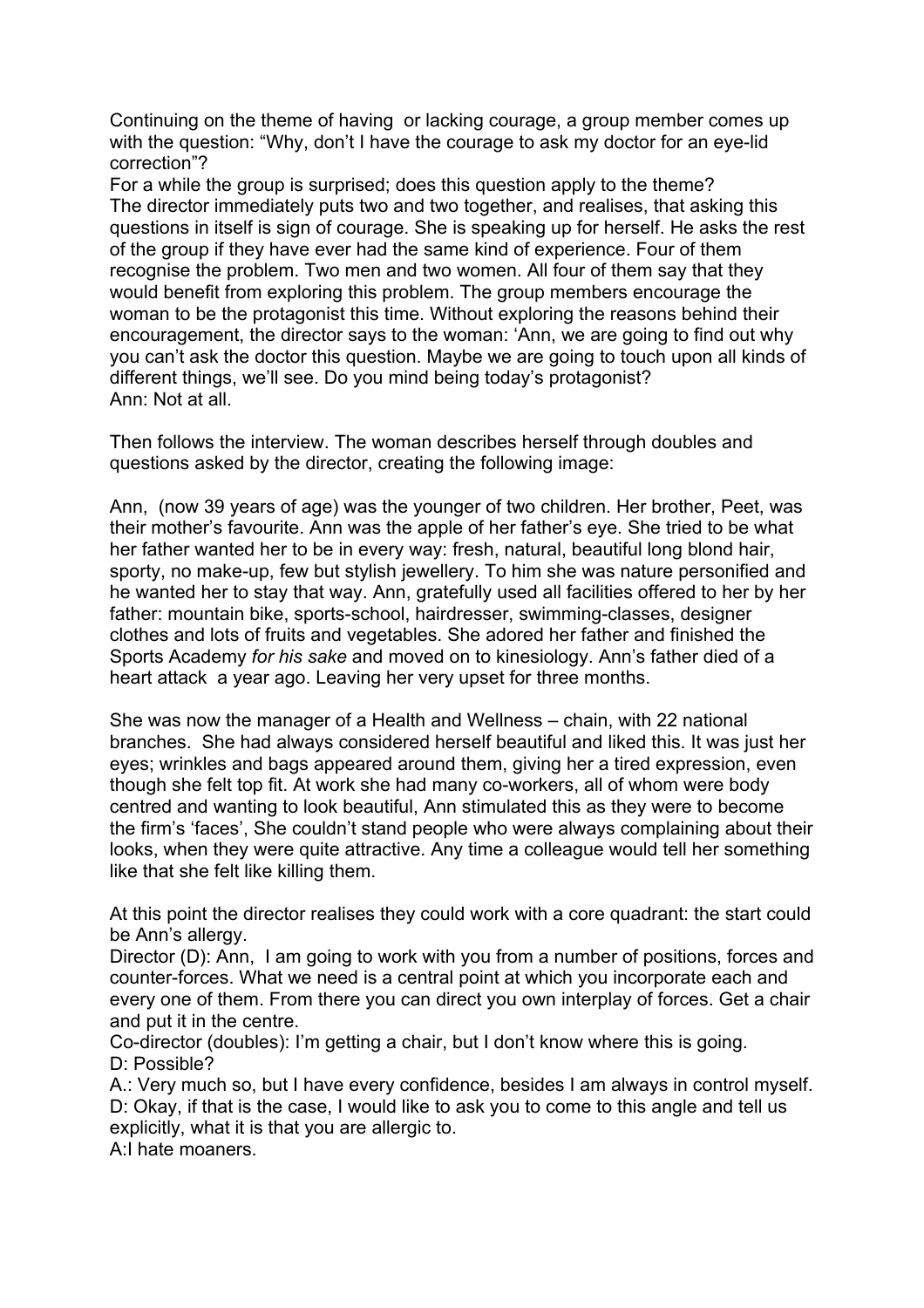Continuing on the theme of having or lacking courage, a group member comes up with the question: "Why, don't I have the courage to ask my doctor for an eye-lid correction"?

For a while the group is surprised; does this question apply to the theme?
The director immediately puts two and two together, and realises, that asking this questions in itself is sign of courage. She is speaking up for herself. He asks the rest of the group if they have ever had the same kind of experience. Four of them recognise the problem. Two men and two women. All four of them say that they would benefit from exploring this problem. The group members encourage the woman to be the protagonist this time. Without exploring the reasons behind their encouragement, the director says to the woman: 'Ann, we are going to find out why you can't ask the doctor this question. Maybe we are going to touch upon all kinds of different things, we'll see. Do you mind being today's protagonist?
Ann: Not at all.

Then follows the interview. The woman describes herself through doubles and questions asked by the director, creating the following image:

Ann, (now 39 years of age) was the younger of two children. Her brother, Peet, was their mother's favourite. Ann was the apple of her father's eye. She tried to be what her father wanted her to be in every way: fresh, natural, beautiful long blond hair, sporty, no make-up, few but stylish jewellery. To him she was nature personified and he wanted her to stay that way. Ann, gratefully used all facilities offered to her by her father: mountain bike, sports-school, hairdresser, swimming-classes, designer clothes and lots of fruits and vegetables. She adored her father and finished the Sports Academy *for his sake* and moved on to kinesiology. Ann's father died of a heart attack a year ago. Leaving her very upset for three months.

She was now the manager of a Health and Wellness – chain, with 22 national branches. She had always considered herself beautiful and liked this. It was just her eyes; wrinkles and bags appeared around them, giving her a tired expression, even though she felt top fit. At work she had many co-workers, all of whom were body centred and wanting to look beautiful, Ann stimulated this as they were to become the firm's 'faces', She couldn't stand people who were always complaining about their looks, when they were quite attractive. Any time a colleague would tell her something like that she felt like killing them.

At this point the director realises they could work with a core quadrant: the start could be Ann's allergy.
Director (D): Ann, I am going to work with you from a number of positions, forces and counter-forces. What we need is a central point at which you incorporate each and every one of them. From there you can direct you own interplay of forces. Get a chair and put it in the centre.
Co-director (doubles): I'm getting a chair, but I don't know where this is going.
D: Possible?
A.: Very much so, but I have every confidence, besides I am always in control myself.
D: Okay, if that is the case, I would like to ask you to come to this angle and tell us explicitly, what it is that you are allergic to.
A:I hate moaners.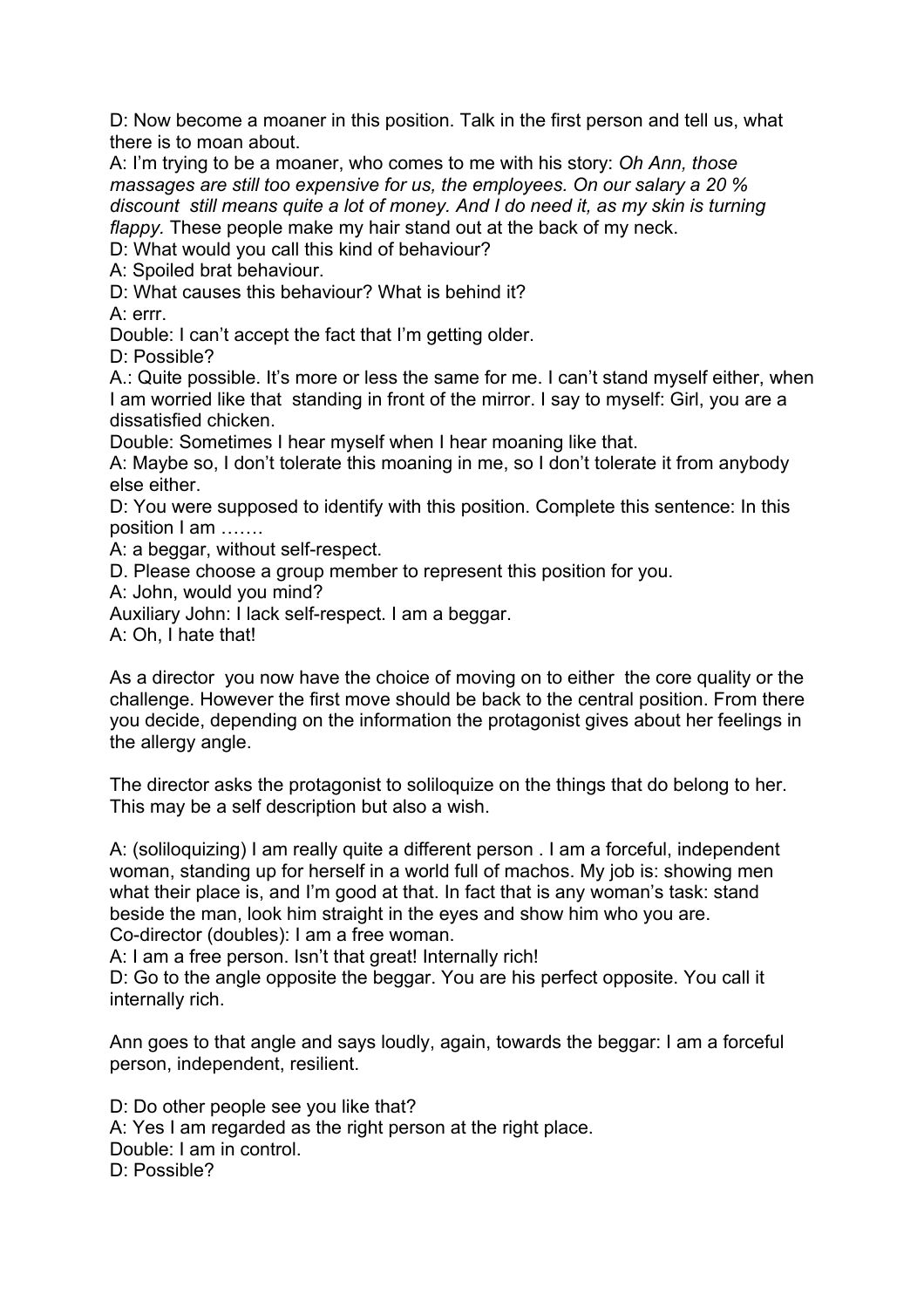D: Now become a moaner in this position. Talk in the first person and tell us, what there is to moan about.

A: I'm trying to be a moaner, who comes to me with his story: *Oh Ann, those massages are still too expensive for us, the employees. On our salary a 20 % discount still means quite a lot of money. And I do need it, as my skin is turning flappy.* These people make my hair stand out at the back of my neck.

D: What would you call this kind of behaviour?

A: Spoiled brat behaviour.

D: What causes this behaviour? What is behind it?

A: errr.

Double: I can't accept the fact that I'm getting older.

D: Possible?

A.: Quite possible. It's more or less the same for me. I can't stand myself either, when I am worried like that standing in front of the mirror. I say to myself: Girl, you are a dissatisfied chicken.

Double: Sometimes I hear myself when I hear moaning like that.

A: Maybe so, I don't tolerate this moaning in me, so I don't tolerate it from anybody else either.

D: You were supposed to identify with this position. Complete this sentence: In this position I am …….

A: a beggar, without self-respect.

D. Please choose a group member to represent this position for you.

A: John, would you mind?

Auxiliary John: I lack self-respect. I am a beggar.

A: Oh, I hate that!

As a director you now have the choice of moving on to either the core quality or the challenge. However the first move should be back to the central position. From there you decide, depending on the information the protagonist gives about her feelings in the allergy angle.

The director asks the protagonist to soliloquize on the things that do belong to her. This may be a self description but also a wish.

A: (soliloquizing) I am really quite a different person . I am a forceful, independent woman, standing up for herself in a world full of machos. My job is: showing men what their place is, and I'm good at that. In fact that is any woman's task: stand beside the man, look him straight in the eyes and show him who you are.

Co-director (doubles): I am a free woman.

A: I am a free person. Isn't that great! Internally rich!

D: Go to the angle opposite the beggar. You are his perfect opposite. You call it internally rich.

Ann goes to that angle and says loudly, again, towards the beggar: I am a forceful person, independent, resilient.

D: Do other people see you like that?

A: Yes I am regarded as the right person at the right place.

Double: I am in control.

D: Possible?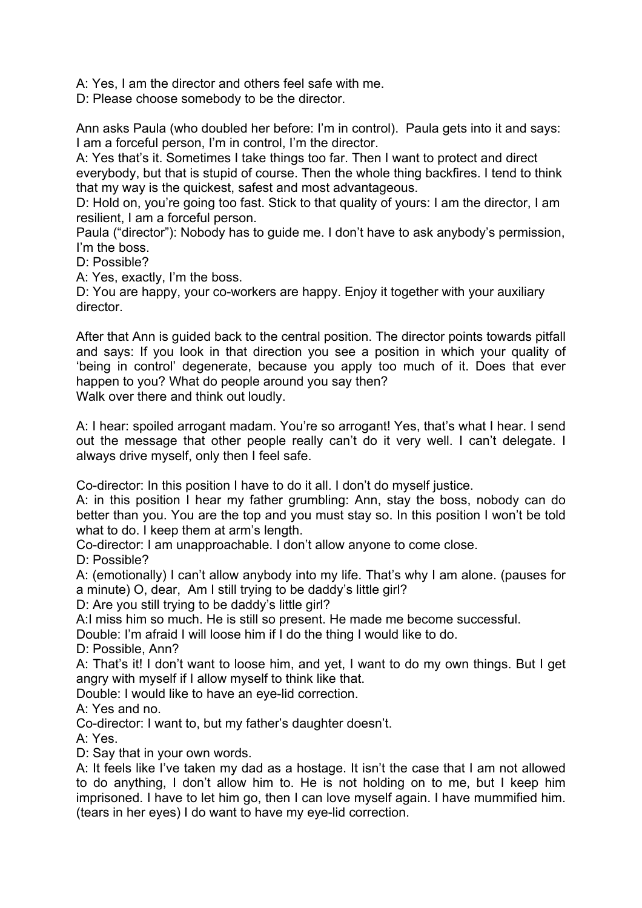A: Yes, I am the director and others feel safe with me.
D: Please choose somebody to be the director.

Ann asks Paula (who doubled her before: I'm in control). Paula gets into it and says: I am a forceful person, I'm in control, I'm the director.
A: Yes that's it. Sometimes I take things too far. Then I want to protect and direct everybody, but that is stupid of course. Then the whole thing backfires. I tend to think that my way is the quickest, safest and most advantageous.
D: Hold on, you're going too fast. Stick to that quality of yours: I am the director, I am resilient, I am a forceful person.
Paula ("director"): Nobody has to guide me. I don't have to ask anybody's permission, I'm the boss.
D: Possible?
A: Yes, exactly, I'm the boss.
D: You are happy, your co-workers are happy. Enjoy it together with your auxiliary director.

After that Ann is guided back to the central position. The director points towards pitfall and says: If you look in that direction you see a position in which your quality of 'being in control' degenerate, because you apply too much of it. Does that ever happen to you? What do people around you say then?
Walk over there and think out loudly.

A: I hear: spoiled arrogant madam. You're so arrogant! Yes, that's what I hear. I send out the message that other people really can't do it very well. I can't delegate. I always drive myself, only then I feel safe.

Co-director: In this position I have to do it all. I don't do myself justice.
A: in this position I hear my father grumbling: Ann, stay the boss, nobody can do better than you. You are the top and you must stay so. In this position I won't be told what to do. I keep them at arm's length.
Co-director: I am unapproachable. I don't allow anyone to come close.
D: Possible?
A: (emotionally) I can't allow anybody into my life. That's why I am alone. (pauses for a minute) O, dear, Am I still trying to be daddy's little girl?
D: Are you still trying to be daddy's little girl?
A:I miss him so much. He is still so present. He made me become successful.
Double: I'm afraid I will loose him if I do the thing I would like to do.
D: Possible, Ann?
A: That's it! I don't want to loose him, and yet, I want to do my own things. But I get angry with myself if I allow myself to think like that.
Double: I would like to have an eye-lid correction.
A: Yes and no.
Co-director: I want to, but my father's daughter doesn't.
A: Yes.
D: Say that in your own words.
A: It feels like I've taken my dad as a hostage. It isn't the case that I am not allowed to do anything, I don't allow him to. He is not holding on to me, but I keep him imprisoned. I have to let him go, then I can love myself again. I have mummified him. (tears in her eyes) I do want to have my eye-lid correction.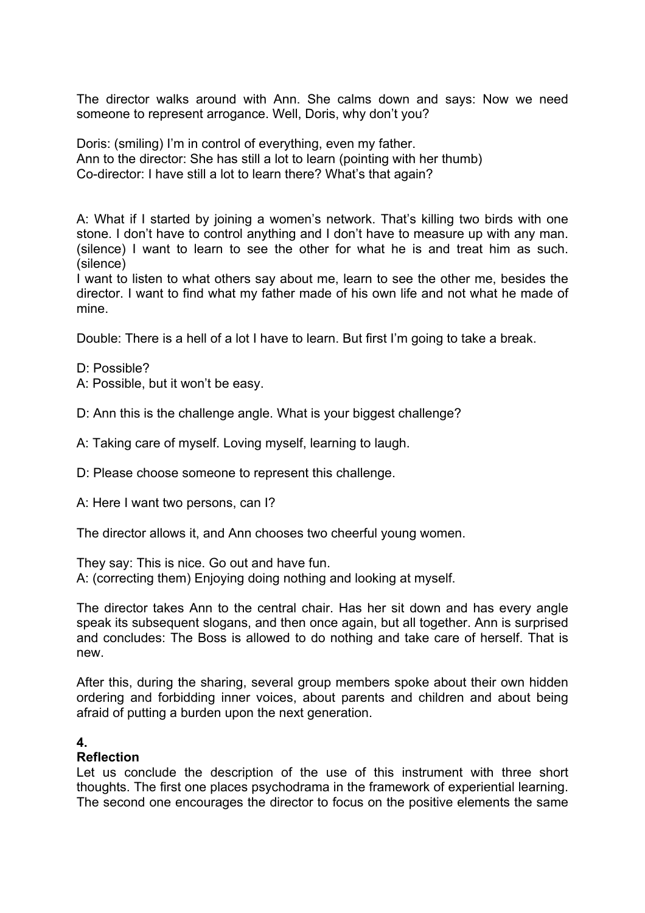The director walks around with Ann. She calms down and says: Now we need someone to represent arrogance. Well, Doris, why don't you?

Doris: (smiling) I'm in control of everything, even my father.
Ann to the director: She has still a lot to learn (pointing with her thumb)
Co-director: I have still a lot to learn there? What's that again?

A: What if I started by joining a women's network. That's killing two birds with one stone. I don't have to control anything and I don't have to measure up with any man. (silence) I want to learn to see the other for what he is and treat him as such. (silence)
I want to listen to what others say about me, learn to see the other me, besides the director. I want to find what my father made of his own life and not what he made of mine.

Double: There is a hell of a lot I have to learn. But first I'm going to take a break.

D: Possible?
A: Possible, but it won't be easy.

D: Ann this is the challenge angle. What is your biggest challenge?

A: Taking care of myself. Loving myself, learning to laugh.

D: Please choose someone to represent this challenge.

A: Here I want two persons, can I?

The director allows it, and Ann chooses two cheerful young women.

They say: This is nice. Go out and have fun.
A: (correcting them) Enjoying doing nothing and looking at myself.

The director takes Ann to the central chair. Has her sit down and has every angle speak its subsequent slogans, and then once again, but all together. Ann is surprised and concludes: The Boss is allowed to do nothing and take care of herself. That is new.

After this, during the sharing, several group members spoke about their own hidden ordering and forbidding inner voices, about parents and children and about being afraid of putting a burden upon the next generation.

## 4.
## Reflection

Let us conclude the description of the use of this instrument with three short thoughts. The first one places psychodrama in the framework of experiential learning. The second one encourages the director to focus on the positive elements the same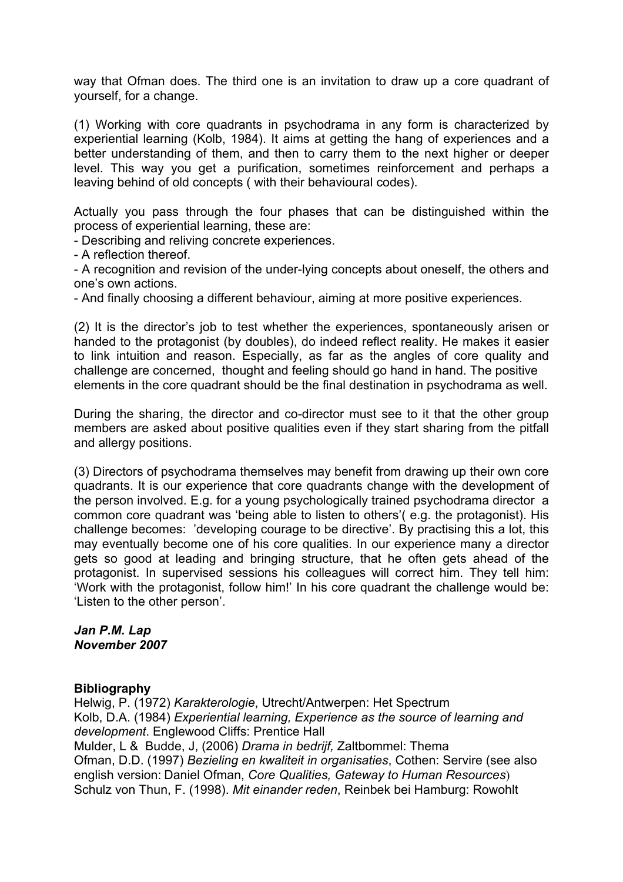way that Ofman does. The third one is an invitation to draw up a core quadrant of yourself, for a change.

(1) Working with core quadrants in psychodrama in any form is characterized by experiential learning (Kolb, 1984). It aims at getting the hang of experiences and a better understanding of them, and then to carry them to the next higher or deeper level. This way you get a purification, sometimes reinforcement and perhaps a leaving behind of old concepts ( with their behavioural codes).

Actually you pass through the four phases that can be distinguished within the process of experiential learning, these are:

- Describing and reliving concrete experiences.
- A reflection thereof.
- A recognition and revision of the under-lying concepts about oneself, the others and one's own actions.
- And finally choosing a different behaviour, aiming at more positive experiences.

(2) It is the director's job to test whether the experiences, spontaneously arisen or handed to the protagonist (by doubles), do indeed reflect reality. He makes it easier to link intuition and reason. Especially, as far as the angles of core quality and challenge are concerned, thought and feeling should go hand in hand. The positive elements in the core quadrant should be the final destination in psychodrama as well.

During the sharing, the director and co-director must see to it that the other group members are asked about positive qualities even if they start sharing from the pitfall and allergy positions.

(3) Directors of psychodrama themselves may benefit from drawing up their own core quadrants. It is our experience that core quadrants change with the development of the person involved. E.g. for a young psychologically trained psychodrama director a common core quadrant was 'being able to listen to others'( e.g. the protagonist). His challenge becomes: 'developing courage to be directive'. By practising this a lot, this may eventually become one of his core qualities. In our experience many a director gets so good at leading and bringing structure, that he often gets ahead of the protagonist. In supervised sessions his colleagues will correct him. They tell him: 'Work with the protagonist, follow him!' In his core quadrant the challenge would be: 'Listen to the other person'.

***Jan P.M. Lap***
***November 2007***

**Bibliography**

Helwig, P. (1972) *Karakterologie*, Utrecht/Antwerpen: Het Spectrum

Kolb, D.A. (1984) *Experiential learning, Experience as the source of learning and development*. Englewood Cliffs: Prentice Hall

Mulder, L & Budde, J, (2006) *Drama in bedrijf,* Zaltbommel: Thema

Ofman, D.D. (1997) *Bezieling en kwaliteit in organisaties*, Cothen: Servire (see also english version: Daniel Ofman, *Core Qualities, Gateway to Human Resources*)

Schulz von Thun, F. (1998). *Mit einander reden*, Reinbek bei Hamburg: Rowohlt